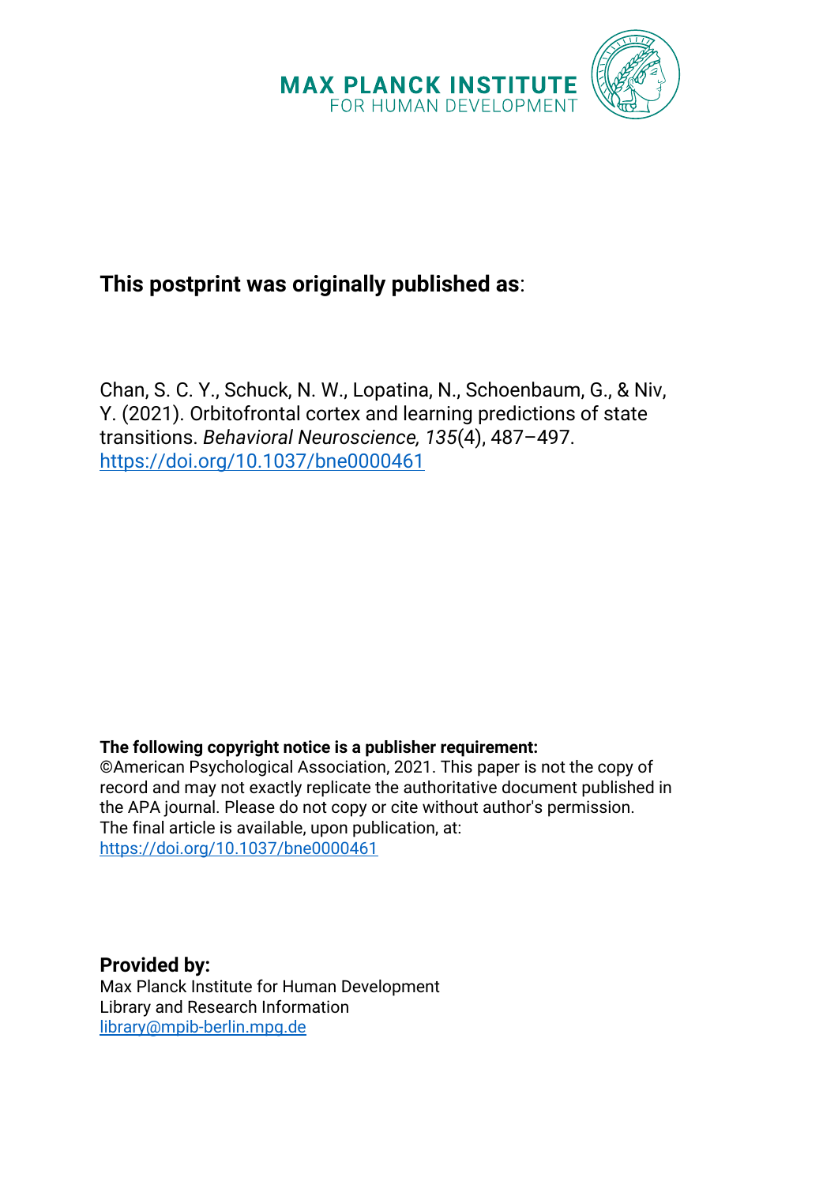MAX PLANCK INSTITUTE
FOR HUMAN DEVELOPMENT

**This postprint was originally published as**:

Chan, S. C. Y., Schuck, N. W., Lopatina, N., Schoenbaum, G., & Niv, Y. (2021). Orbitofrontal cortex and learning predictions of state transitions. *Behavioral Neuroscience, 135*(4), 487–497. https://doi.org/10.1037/bne0000461

**The following copyright notice is a publisher requirement:**
©American Psychological Association, 2021. This paper is not the copy of record and may not exactly replicate the authoritative document published in the APA journal. Please do not copy or cite without author's permission. The final article is available, upon publication, at: https://doi.org/10.1037/bne0000461

**Provided by:**
Max Planck Institute for Human Development
Library and Research Information
library@mpib-berlin.mpg.de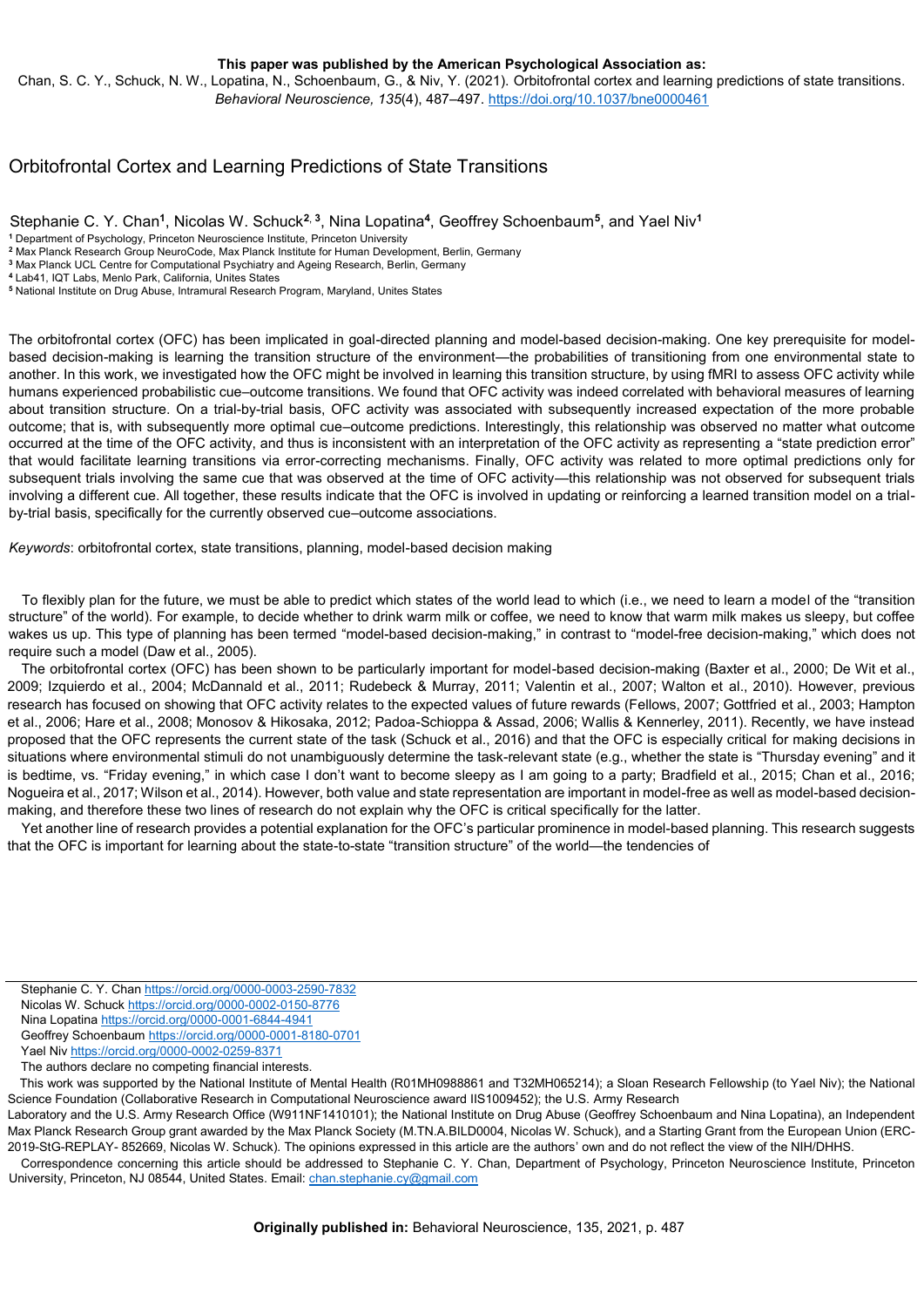This paper was published by the American Psychological Association as:
Chan, S. C. Y., Schuck, N. W., Lopatina, N., Schoenbaum, G., & Niv, Y. (2021). Orbitofrontal cortex and learning predictions of state transitions. *Behavioral Neuroscience, 135*(4), 487–497. https://doi.org/10.1037/bne0000461

# Orbitofrontal Cortex and Learning Predictions of State Transitions

Stephanie C. Y. Chan[1], Nicolas W. Schuck[2, 3], Nina Lopatina[4], Geoffrey Schoenbaum[5], and Yael Niv[1]

[1] Department of Psychology, Princeton Neuroscience Institute, Princeton University
[2] Max Planck Research Group NeuroCode, Max Planck Institute for Human Development, Berlin, Germany
[3] Max Planck UCL Centre for Computational Psychiatry and Ageing Research, Berlin, Germany
[4] Lab41, IQT Labs, Menlo Park, California, Unites States
[5] National Institute on Drug Abuse, Intramural Research Program, Maryland, Unites States

The orbitofrontal cortex (OFC) has been implicated in goal-directed planning and model-based decision-making. One key prerequisite for model-based decision-making is learning the transition structure of the environment—the probabilities of transitioning from one environmental state to another. In this work, we investigated how the OFC might be involved in learning this transition structure, by using fMRI to assess OFC activity while humans experienced probabilistic cue–outcome transitions. We found that OFC activity was indeed correlated with behavioral measures of learning about transition structure. On a trial-by-trial basis, OFC activity was associated with subsequently increased expectation of the more probable outcome; that is, with subsequently more optimal cue–outcome predictions. Interestingly, this relationship was observed no matter what outcome occurred at the time of the OFC activity, and thus is inconsistent with an interpretation of the OFC activity as representing a "state prediction error" that would facilitate learning transitions via error-correcting mechanisms. Finally, OFC activity was related to more optimal predictions only for subsequent trials involving the same cue that was observed at the time of OFC activity—this relationship was not observed for subsequent trials involving a different cue. All together, these results indicate that the OFC is involved in updating or reinforcing a learned transition model on a trial-by-trial basis, specifically for the currently observed cue–outcome associations.

*Keywords*: orbitofrontal cortex, state transitions, planning, model-based decision making

To flexibly plan for the future, we must be able to predict which states of the world lead to which (i.e., we need to learn a model of the "transition structure" of the world). For example, to decide whether to drink warm milk or coffee, we need to know that warm milk makes us sleepy, but coffee wakes us up. This type of planning has been termed "model-based decision-making," in contrast to "model-free decision-making," which does not require such a model (Daw et al., 2005).

The orbitofrontal cortex (OFC) has been shown to be particularly important for model-based decision-making (Baxter et al., 2000; De Wit et al., 2009; Izquierdo et al., 2004; McDannald et al., 2011; Rudebeck & Murray, 2011; Valentin et al., 2007; Walton et al., 2010). However, previous research has focused on showing that OFC activity relates to the expected values of future rewards (Fellows, 2007; Gottfried et al., 2003; Hampton et al., 2006; Hare et al., 2008; Monosov & Hikosaka, 2012; Padoa-Schioppa & Assad, 2006; Wallis & Kennerley, 2011). Recently, we have instead proposed that the OFC represents the current state of the task (Schuck et al., 2016) and that the OFC is especially critical for making decisions in situations where environmental stimuli do not unambiguously determine the task-relevant state (e.g., whether the state is "Thursday evening" and it is bedtime, vs. "Friday evening," in which case I don't want to become sleepy as I am going to a party; Bradfield et al., 2015; Chan et al., 2016; Nogueira et al., 2017; Wilson et al., 2014). However, both value and state representation are important in model-free as well as model-based decision-making, and therefore these two lines of research do not explain why the OFC is critical specifically for the latter.

Yet another line of research provides a potential explanation for the OFC's particular prominence in model-based planning. This research suggests that the OFC is important for learning about the state-to-state "transition structure" of the world—the tendencies of

Stephanie C. Y. Chan https://orcid.org/0000-0003-2590-7832
Nicolas W. Schuck https://orcid.org/0000-0002-0150-8776
Nina Lopatina https://orcid.org/0000-0001-6844-4941
Geoffrey Schoenbaum https://orcid.org/0000-0001-8180-0701
Yael Niv https://orcid.org/0000-0002-0259-8371
The authors declare no competing financial interests.

This work was supported by the National Institute of Mental Health (R01MH0988861 and T32MH065214); a Sloan Research Fellowship (to Yael Niv); the National Science Foundation (Collaborative Research in Computational Neuroscience award IIS1009452); the U.S. Army Research Laboratory and the U.S. Army Research Office (W911NF1410101); the National Institute on Drug Abuse (Geoffrey Schoenbaum and Nina Lopatina), an Independent Max Planck Research Group grant awarded by the Max Planck Society (M.TN.A.BILD0004, Nicolas W. Schuck), and a Starting Grant from the European Union (ERC-2019-StG-REPLAY- 852669, Nicolas W. Schuck). The opinions expressed in this article are the authors' own and do not reflect the view of the NIH/DHHS.

Correspondence concerning this article should be addressed to Stephanie C. Y. Chan, Department of Psychology, Princeton Neuroscience Institute, Princeton University, Princeton, NJ 08544, United States. Email: chan.stephanie.cy@gmail.com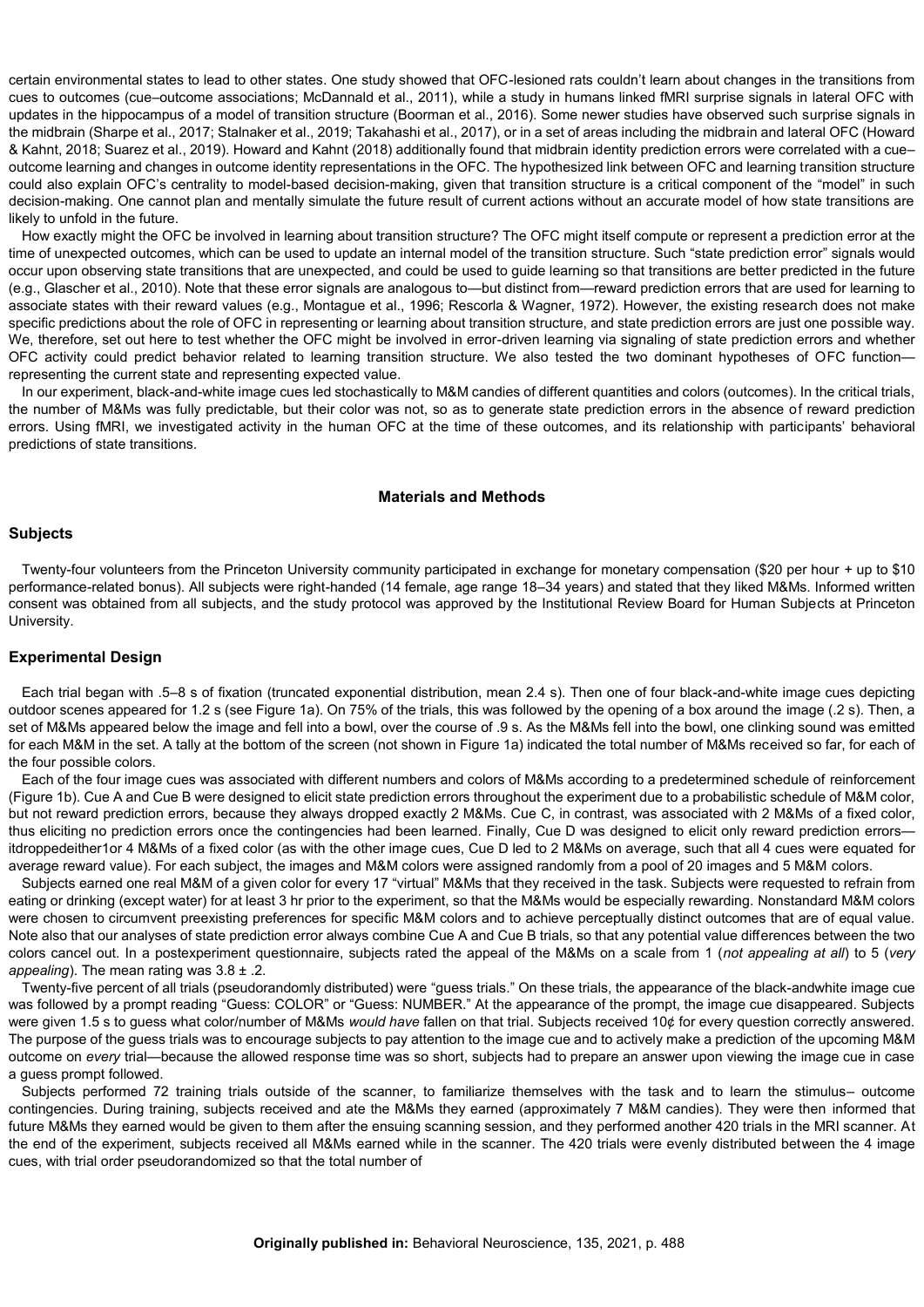certain environmental states to lead to other states. One study showed that OFC-lesioned rats couldn't learn about changes in the transitions from cues to outcomes (cue–outcome associations; McDannald et al., 2011), while a study in humans linked fMRI surprise signals in lateral OFC with updates in the hippocampus of a model of transition structure (Boorman et al., 2016). Some newer studies have observed such surprise signals in the midbrain (Sharpe et al., 2017; Stalnaker et al., 2019; Takahashi et al., 2017), or in a set of areas including the midbrain and lateral OFC (Howard & Kahnt, 2018; Suarez et al., 2019). Howard and Kahnt (2018) additionally found that midbrain identity prediction errors were correlated with a cue–outcome learning and changes in outcome identity representations in the OFC. The hypothesized link between OFC and learning transition structure could also explain OFC's centrality to model-based decision-making, given that transition structure is a critical component of the "model" in such decision-making. One cannot plan and mentally simulate the future result of current actions without an accurate model of how state transitions are likely to unfold in the future.

How exactly might the OFC be involved in learning about transition structure? The OFC might itself compute or represent a prediction error at the time of unexpected outcomes, which can be used to update an internal model of the transition structure. Such "state prediction error" signals would occur upon observing state transitions that are unexpected, and could be used to guide learning so that transitions are better predicted in the future (e.g., Glascher et al., 2010). Note that these error signals are analogous to—but distinct from—reward prediction errors that are used for learning to associate states with their reward values (e.g., Montague et al., 1996; Rescorla & Wagner, 1972). However, the existing research does not make specific predictions about the role of OFC in representing or learning about transition structure, and state prediction errors are just one possible way. We, therefore, set out here to test whether the OFC might be involved in error-driven learning via signaling of state prediction errors and whether OFC activity could predict behavior related to learning transition structure. We also tested the two dominant hypotheses of OFC function—representing the current state and representing expected value.

In our experiment, black-and-white image cues led stochastically to M&M candies of different quantities and colors (outcomes). In the critical trials, the number of M&Ms was fully predictable, but their color was not, so as to generate state prediction errors in the absence of reward prediction errors. Using fMRI, we investigated activity in the human OFC at the time of these outcomes, and its relationship with participants' behavioral predictions of state transitions.

## Materials and Methods

### Subjects

Twenty-four volunteers from the Princeton University community participated in exchange for monetary compensation ($20 per hour + up to $10 performance-related bonus). All subjects were right-handed (14 female, age range 18–34 years) and stated that they liked M&Ms. Informed written consent was obtained from all subjects, and the study protocol was approved by the Institutional Review Board for Human Subjects at Princeton University.

### Experimental Design

Each trial began with .5–8 s of fixation (truncated exponential distribution, mean 2.4 s). Then one of four black-and-white image cues depicting outdoor scenes appeared for 1.2 s (see Figure 1a). On 75% of the trials, this was followed by the opening of a box around the image (.2 s). Then, a set of M&Ms appeared below the image and fell into a bowl, over the course of .9 s. As the M&Ms fell into the bowl, one clinking sound was emitted for each M&M in the set. A tally at the bottom of the screen (not shown in Figure 1a) indicated the total number of M&Ms received so far, for each of the four possible colors.

Each of the four image cues was associated with different numbers and colors of M&Ms according to a predetermined schedule of reinforcement (Figure 1b). Cue A and Cue B were designed to elicit state prediction errors throughout the experiment due to a probabilistic schedule of M&M color, but not reward prediction errors, because they always dropped exactly 2 M&Ms. Cue C, in contrast, was associated with 2 M&Ms of a fixed color, thus eliciting no prediction errors once the contingencies had been learned. Finally, Cue D was designed to elicit only reward prediction errors—itdroppedeither1or 4 M&Ms of a fixed color (as with the other image cues, Cue D led to 2 M&Ms on average, such that all 4 cues were equated for average reward value). For each subject, the images and M&M colors were assigned randomly from a pool of 20 images and 5 M&M colors.

Subjects earned one real M&M of a given color for every 17 "virtual" M&Ms that they received in the task. Subjects were requested to refrain from eating or drinking (except water) for at least 3 hr prior to the experiment, so that the M&Ms would be especially rewarding. Nonstandard M&M colors were chosen to circumvent preexisting preferences for specific M&M colors and to achieve perceptually distinct outcomes that are of equal value. Note also that our analyses of state prediction error always combine Cue A and Cue B trials, so that any potential value differences between the two colors cancel out. In a postexperiment questionnaire, subjects rated the appeal of the M&Ms on a scale from 1 (*not appealing at all*) to 5 (*very appealing*). The mean rating was 3.8 ± .2.

Twenty-five percent of all trials (pseudorandomly distributed) were "guess trials." On these trials, the appearance of the black-andwhite image cue was followed by a prompt reading "Guess: COLOR" or "Guess: NUMBER." At the appearance of the prompt, the image cue disappeared. Subjects were given 1.5 s to guess what color/number of M&Ms *would have* fallen on that trial. Subjects received 10¢ for every question correctly answered. The purpose of the guess trials was to encourage subjects to pay attention to the image cue and to actively make a prediction of the upcoming M&M outcome on *every* trial—because the allowed response time was so short, subjects had to prepare an answer upon viewing the image cue in case a guess prompt followed.

Subjects performed 72 training trials outside of the scanner, to familiarize themselves with the task and to learn the stimulus– outcome contingencies. During training, subjects received and ate the M&Ms they earned (approximately 7 M&M candies). They were then informed that future M&Ms they earned would be given to them after the ensuing scanning session, and they performed another 420 trials in the MRI scanner. At the end of the experiment, subjects received all M&Ms earned while in the scanner. The 420 trials were evenly distributed between the 4 image cues, with trial order pseudorandomized so that the total number of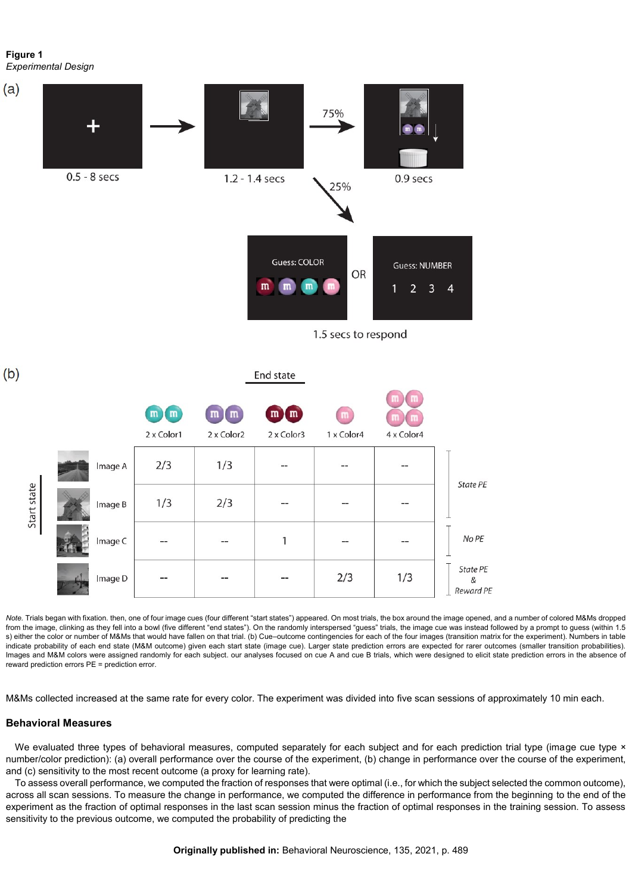**Figure 1**

*Experimental Design*

(a)

0.5 - 8 secs → 1.2 - 1.4 secs → 75% → 0.9 secs

25% → Guess: COLOR OR Guess: NUMBER 1 2 3 4

1.5 secs to respond

(b)

| Start state | 2 x Color1 | 2 x Color2 | 2 x Color3 | 1 x Color4 | 4 x Color4 | |
|---|---|---|---|---|---|---|
| Image A | 2/3 | 1/3 | -- | -- | -- | State PE |
| Image B | 1/3 | 2/3 | -- | -- | -- | State PE |
| Image C | -- | -- | 1 | -- | -- | No PE |
| Image D | -- | -- | -- | 2/3 | 1/3 | State PE & Reward PE |

*Note.* Trials began with fixation. then, one of four image cues (four different "start states") appeared. On most trials, the box around the image opened, and a number of colored M&Ms dropped from the image, clinking as they fell into a bowl (five different "end states"). On the randomly interspersed "guess" trials, the image cue was instead followed by a prompt to guess (within 1.5 s) either the color or number of M&Ms that would have fallen on that trial. (b) Cue–outcome contingencies for each of the four images (transition matrix for the experiment). Numbers in table indicate probability of each end state (M&M outcome) given each start state (image cue). Larger state prediction errors are expected for rarer outcomes (smaller transition probabilities). Images and M&M colors were assigned randomly for each subject. our analyses focused on cue A and cue B trials, which were designed to elicit state prediction errors in the absence of reward prediction errors PE = prediction error.

M&Ms collected increased at the same rate for every color. The experiment was divided into five scan sessions of approximately 10 min each.

## Behavioral Measures

We evaluated three types of behavioral measures, computed separately for each subject and for each prediction trial type (image cue type × number/color prediction): (a) overall performance over the course of the experiment, (b) change in performance over the course of the experiment, and (c) sensitivity to the most recent outcome (a proxy for learning rate).

To assess overall performance, we computed the fraction of responses that were optimal (i.e., for which the subject selected the common outcome), across all scan sessions. To measure the change in performance, we computed the difference in performance from the beginning to the end of the experiment as the fraction of optimal responses in the last scan session minus the fraction of optimal responses in the training session. To assess sensitivity to the previous outcome, we computed the probability of predicting the

**Originally published in:** Behavioral Neuroscience, 135, 2021, p. 489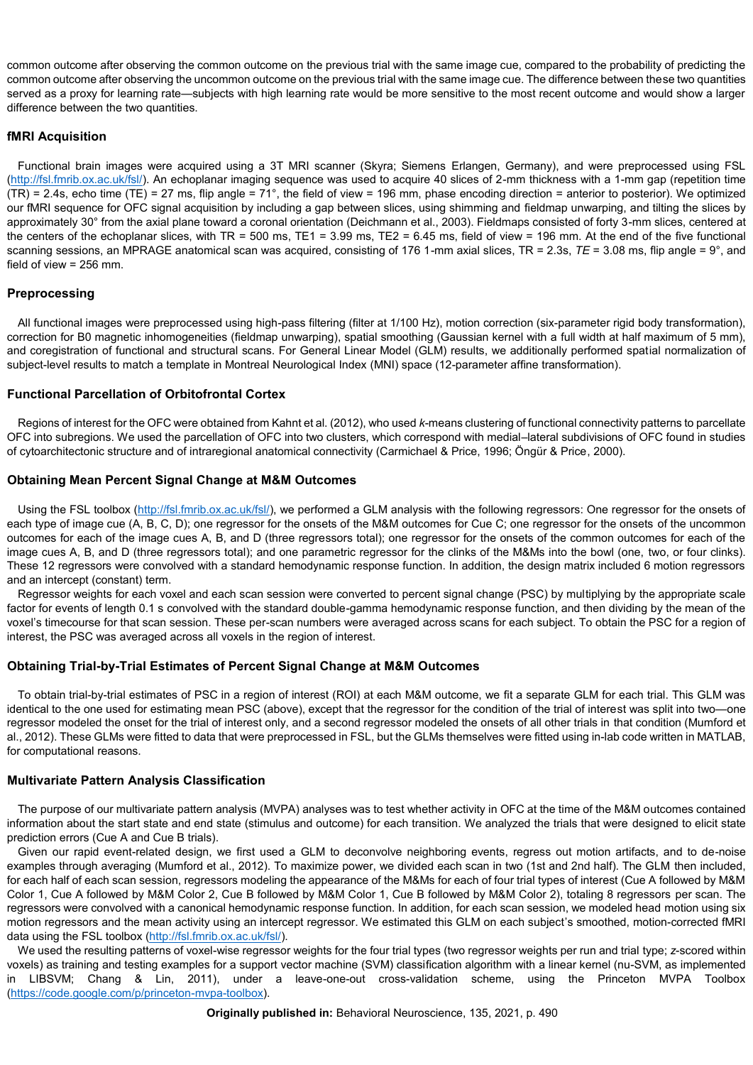common outcome after observing the common outcome on the previous trial with the same image cue, compared to the probability of predicting the common outcome after observing the uncommon outcome on the previous trial with the same image cue. The difference between these two quantities served as a proxy for learning rate—subjects with high learning rate would be more sensitive to the most recent outcome and would show a larger difference between the two quantities.

## fMRI Acquisition

Functional brain images were acquired using a 3T MRI scanner (Skyra; Siemens Erlangen, Germany), and were preprocessed using FSL (http://fsl.fmrib.ox.ac.uk/fsl/). An echoplanar imaging sequence was used to acquire 40 slices of 2-mm thickness with a 1-mm gap (repetition time (TR) = 2.4s, echo time (TE) = 27 ms, flip angle = 71°, the field of view = 196 mm, phase encoding direction = anterior to posterior). We optimized our fMRI sequence for OFC signal acquisition by including a gap between slices, using shimming and fieldmap unwarping, and tilting the slices by approximately 30° from the axial plane toward a coronal orientation (Deichmann et al., 2003). Fieldmaps consisted of forty 3-mm slices, centered at the centers of the echoplanar slices, with TR = 500 ms, TE1 = 3.99 ms, TE2 = 6.45 ms, field of view = 196 mm. At the end of the five functional scanning sessions, an MPRAGE anatomical scan was acquired, consisting of 176 1-mm axial slices, TR = 2.3s, *TE* = 3.08 ms, flip angle = 9°, and field of view = 256 mm.

## Preprocessing

All functional images were preprocessed using high-pass filtering (filter at 1/100 Hz), motion correction (six-parameter rigid body transformation), correction for B0 magnetic inhomogeneities (fieldmap unwarping), spatial smoothing (Gaussian kernel with a full width at half maximum of 5 mm), and coregistration of functional and structural scans. For General Linear Model (GLM) results, we additionally performed spatial normalization of subject-level results to match a template in Montreal Neurological Index (MNI) space (12-parameter affine transformation).

## Functional Parcellation of Orbitofrontal Cortex

Regions of interest for the OFC were obtained from Kahnt et al. (2012), who used *k*-means clustering of functional connectivity patterns to parcellate OFC into subregions. We used the parcellation of OFC into two clusters, which correspond with medial–lateral subdivisions of OFC found in studies of cytoarchitectonic structure and of intraregional anatomical connectivity (Carmichael & Price, 1996; Öngür & Price, 2000).

## Obtaining Mean Percent Signal Change at M&M Outcomes

Using the FSL toolbox (http://fsl.fmrib.ox.ac.uk/fsl/), we performed a GLM analysis with the following regressors: One regressor for the onsets of each type of image cue (A, B, C, D); one regressor for the onsets of the M&M outcomes for Cue C; one regressor for the onsets of the uncommon outcomes for each of the image cues A, B, and D (three regressors total); one regressor for the onsets of the common outcomes for each of the image cues A, B, and D (three regressors total); and one parametric regressor for the clinks of the M&Ms into the bowl (one, two, or four clinks). These 12 regressors were convolved with a standard hemodynamic response function. In addition, the design matrix included 6 motion regressors and an intercept (constant) term.

Regressor weights for each voxel and each scan session were converted to percent signal change (PSC) by multiplying by the appropriate scale factor for events of length 0.1 s convolved with the standard double-gamma hemodynamic response function, and then dividing by the mean of the voxel's timecourse for that scan session. These per-scan numbers were averaged across scans for each subject. To obtain the PSC for a region of interest, the PSC was averaged across all voxels in the region of interest.

## Obtaining Trial-by-Trial Estimates of Percent Signal Change at M&M Outcomes

To obtain trial-by-trial estimates of PSC in a region of interest (ROI) at each M&M outcome, we fit a separate GLM for each trial. This GLM was identical to the one used for estimating mean PSC (above), except that the regressor for the condition of the trial of interest was split into two—one regressor modeled the onset for the trial of interest only, and a second regressor modeled the onsets of all other trials in that condition (Mumford et al., 2012). These GLMs were fitted to data that were preprocessed in FSL, but the GLMs themselves were fitted using in-lab code written in MATLAB, for computational reasons.

## Multivariate Pattern Analysis Classification

The purpose of our multivariate pattern analysis (MVPA) analyses was to test whether activity in OFC at the time of the M&M outcomes contained information about the start state and end state (stimulus and outcome) for each transition. We analyzed the trials that were designed to elicit state prediction errors (Cue A and Cue B trials).

Given our rapid event-related design, we first used a GLM to deconvolve neighboring events, regress out motion artifacts, and to de-noise examples through averaging (Mumford et al., 2012). To maximize power, we divided each scan in two (1st and 2nd half). The GLM then included, for each half of each scan session, regressors modeling the appearance of the M&Ms for each of four trial types of interest (Cue A followed by M&M Color 1, Cue A followed by M&M Color 2, Cue B followed by M&M Color 1, Cue B followed by M&M Color 2), totaling 8 regressors per scan. The regressors were convolved with a canonical hemodynamic response function. In addition, for each scan session, we modeled head motion using six motion regressors and the mean activity using an intercept regressor. We estimated this GLM on each subject's smoothed, motion-corrected fMRI data using the FSL toolbox (http://fsl.fmrib.ox.ac.uk/fsl/).

We used the resulting patterns of voxel-wise regressor weights for the four trial types (two regressor weights per run and trial type; *z*-scored within voxels) as training and testing examples for a support vector machine (SVM) classification algorithm with a linear kernel (nu-SVM, as implemented in LIBSVM; Chang & Lin, 2011), under a leave-one-out cross-validation scheme, using the Princeton MVPA Toolbox (https://code.google.com/p/princeton-mvpa-toolbox).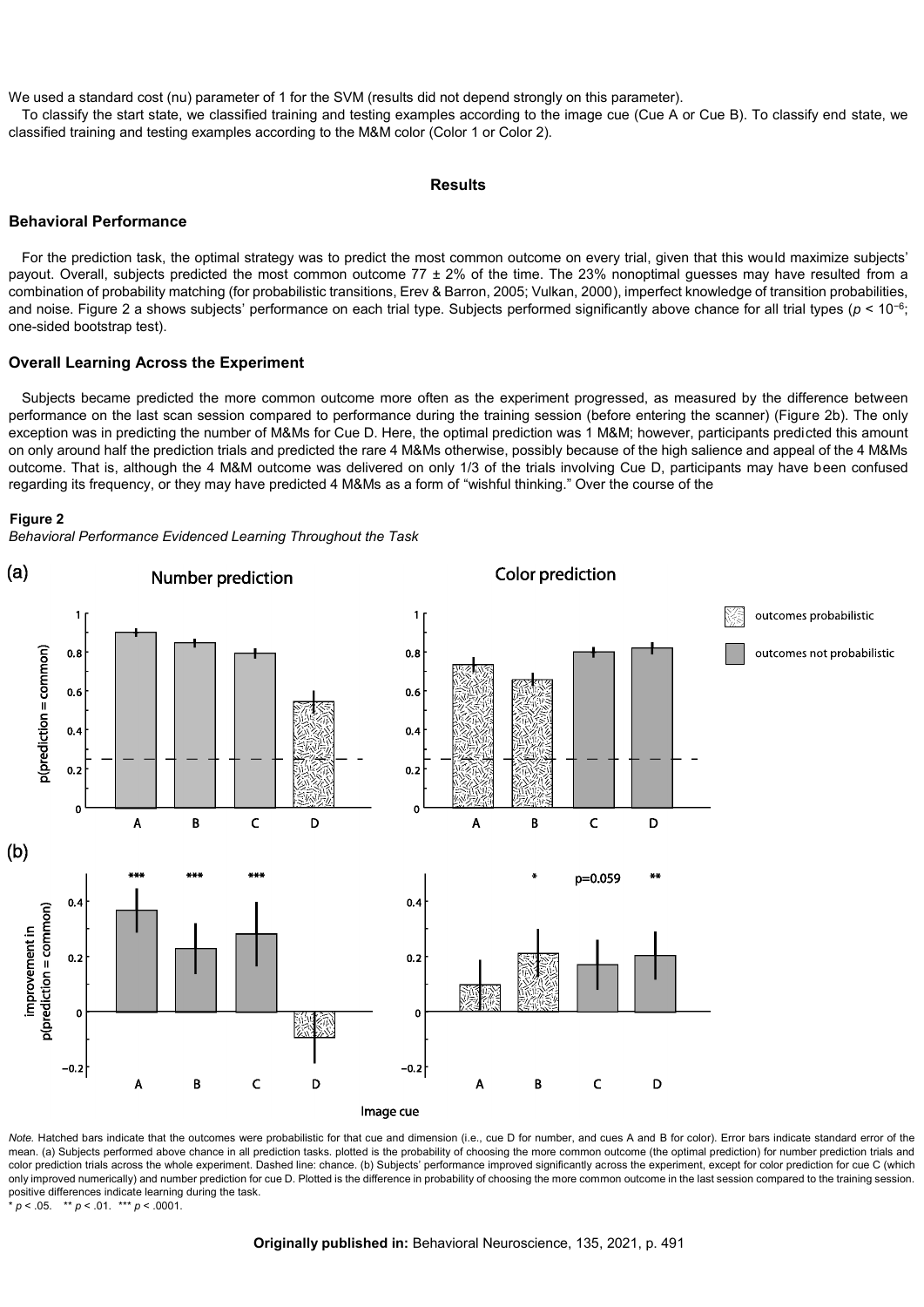We used a standard cost (nu) parameter of 1 for the SVM (results did not depend strongly on this parameter).

To classify the start state, we classified training and testing examples according to the image cue (Cue A or Cue B). To classify end state, we classified training and testing examples according to the M&M color (Color 1 or Color 2).

## Results

### Behavioral Performance

For the prediction task, the optimal strategy was to predict the most common outcome on every trial, given that this would maximize subjects' payout. Overall, subjects predicted the most common outcome 77 ± 2% of the time. The 23% nonoptimal guesses may have resulted from a combination of probability matching (for probabilistic transitions, Erev & Barron, 2005; Vulkan, 2000), imperfect knowledge of transition probabilities, and noise. Figure 2 a shows subjects' performance on each trial type. Subjects performed significantly above chance for all trial types ($p < 10^{-6}$; one-sided bootstrap test).

### Overall Learning Across the Experiment

Subjects became predicted the more common outcome more often as the experiment progressed, as measured by the difference between performance on the last scan session compared to performance during the training session (before entering the scanner) (Figure 2b). The only exception was in predicting the number of M&Ms for Cue D. Here, the optimal prediction was 1 M&M; however, participants predicted this amount on only around half the prediction trials and predicted the rare 4 M&Ms otherwise, possibly because of the high salience and appeal of the 4 M&Ms outcome. That is, although the 4 M&M outcome was delivered on only 1/3 of the trials involving Cue D, participants may have been confused regarding its frequency, or they may have predicted 4 M&Ms as a form of "wishful thinking." Over the course of the

**Figure 2**

*Behavioral Performance Evidenced Learning Throughout the Task*

*Note.* Hatched bars indicate that the outcomes were probabilistic for that cue and dimension (i.e., cue D for number, and cues A and B for color). Error bars indicate standard error of the mean. (a) Subjects performed above chance in all prediction tasks. plotted is the probability of choosing the more common outcome (the optimal prediction) for number prediction trials and color prediction trials across the whole experiment. Dashed line: chance. (b) Subjects' performance improved significantly across the experiment, except for color prediction for cue C (which only improved numerically) and number prediction for cue D. Plotted is the difference in probability of choosing the more common outcome in the last session compared to the training session. positive differences indicate learning during the task.

\* $p < .05$. \*\* $p < .01$. \*\*\* $p < .0001$.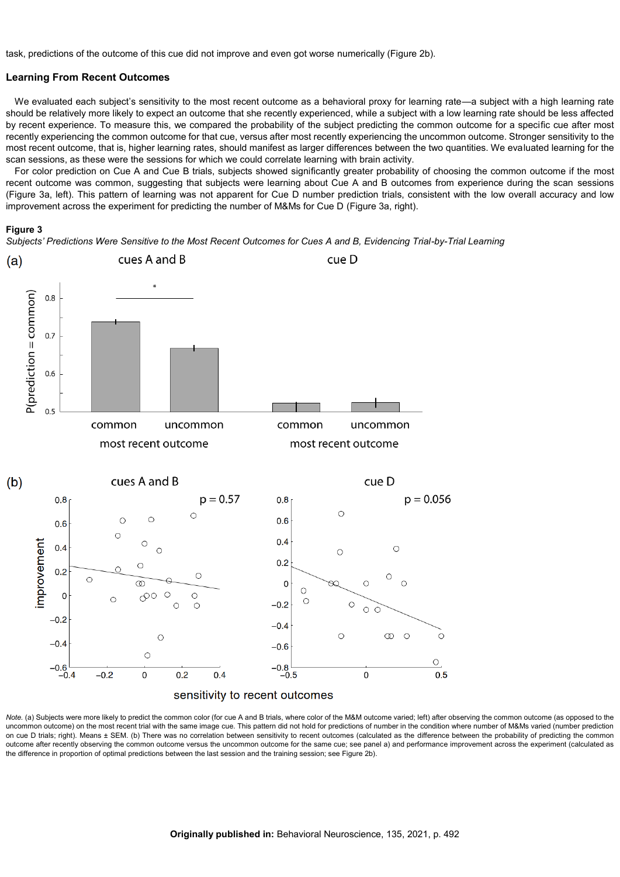task, predictions of the outcome of this cue did not improve and even got worse numerically (Figure 2b).

## Learning From Recent Outcomes

We evaluated each subject's sensitivity to the most recent outcome as a behavioral proxy for learning rate—a subject with a high learning rate should be relatively more likely to expect an outcome that she recently experienced, while a subject with a low learning rate should be less affected by recent experience. To measure this, we compared the probability of the subject predicting the common outcome for a specific cue after most recently experiencing the common outcome for that cue, versus after most recently experiencing the uncommon outcome. Stronger sensitivity to the most recent outcome, that is, higher learning rates, should manifest as larger differences between the two quantities. We evaluated learning for the scan sessions, as these were the sessions for which we could correlate learning with brain activity.

For color prediction on Cue A and Cue B trials, subjects showed significantly greater probability of choosing the common outcome if the most recent outcome was common, suggesting that subjects were learning about Cue A and B outcomes from experience during the scan sessions (Figure 3a, left). This pattern of learning was not apparent for Cue D number prediction trials, consistent with the low overall accuracy and low improvement across the experiment for predicting the number of M&Ms for Cue D (Figure 3a, right).

**Figure 3**

*Subjects' Predictions Were Sensitive to the Most Recent Outcomes for Cues A and B, Evidencing Trial-by-Trial Learning*

*Note.* (a) Subjects were more likely to predict the common color (for cue A and B trials, where color of the M&M outcome varied; left) after observing the common outcome (as opposed to the uncommon outcome) on the most recent trial with the same image cue. This pattern did not hold for predictions of number in the condition where number of M&Ms varied (number prediction on cue D trials; right). Means ± SEM. (b) There was no correlation between sensitivity to recent outcomes (calculated as the difference between the probability of predicting the common outcome after recently observing the common outcome versus the uncommon outcome for the same cue; see panel a) and performance improvement across the experiment (calculated as the difference in proportion of optimal predictions between the last session and the training session; see Figure 2b).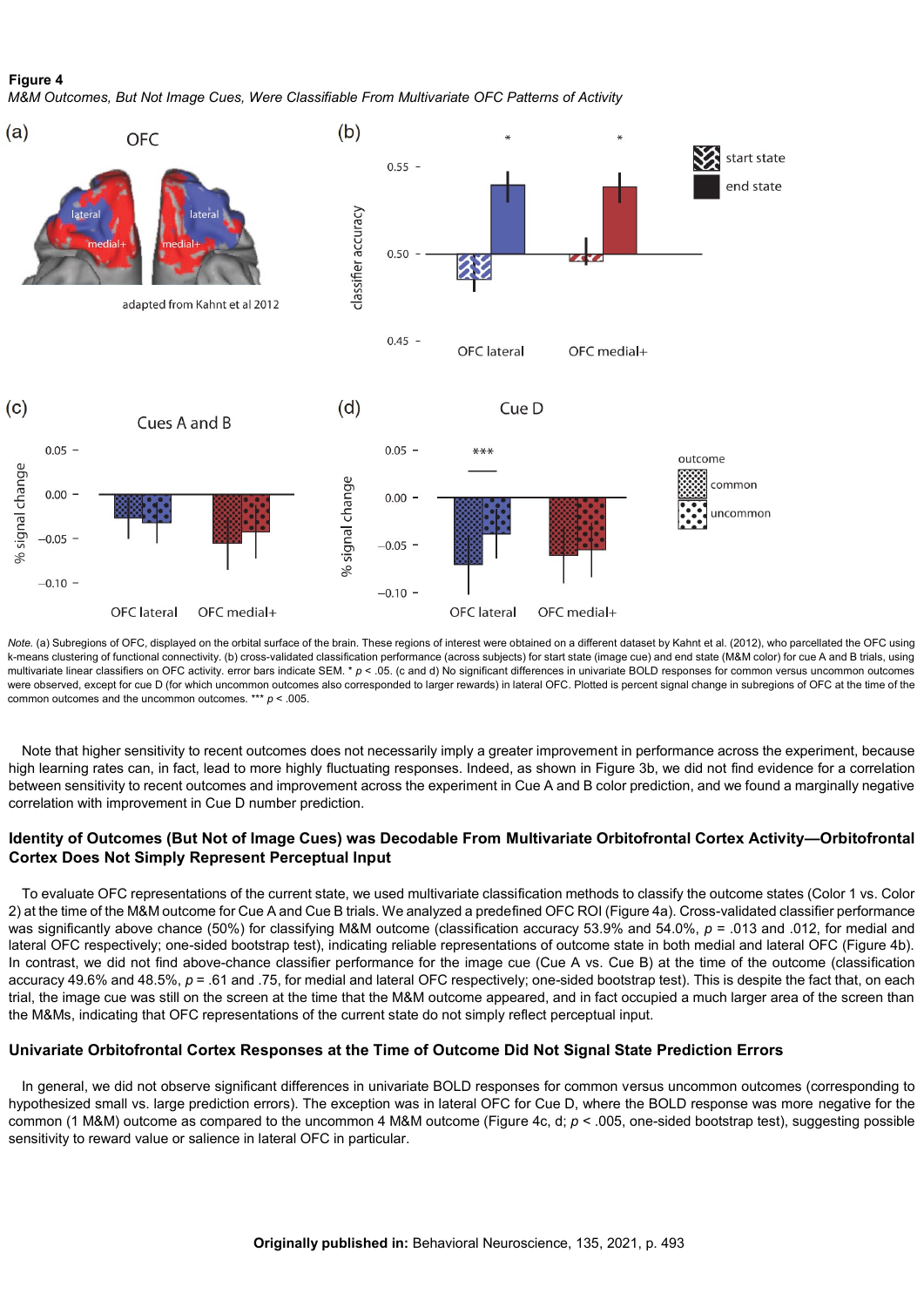**Figure 4**

*M&M Outcomes, But Not Image Cues, Were Classifiable From Multivariate OFC Patterns of Activity*

*Note.* (a) Subregions of OFC, displayed on the orbital surface of the brain. These regions of interest were obtained on a different dataset by Kahnt et al. (2012), who parcellated the OFC using k-means clustering of functional connectivity. (b) cross-validated classification performance (across subjects) for start state (image cue) and end state (M&M color) for cue A and B trials, using multivariate linear classifiers on OFC activity. error bars indicate SEM. * $p < .05$. (c and d) No significant differences in univariate BOLD responses for common versus uncommon outcomes were observed, except for cue D (for which uncommon outcomes also corresponded to larger rewards) in lateral OFC. Plotted is percent signal change in subregions of OFC at the time of the common outcomes and the uncommon outcomes. *** $p < .005$.

Note that higher sensitivity to recent outcomes does not necessarily imply a greater improvement in performance across the experiment, because high learning rates can, in fact, lead to more highly fluctuating responses. Indeed, as shown in Figure 3b, we did not find evidence for a correlation between sensitivity to recent outcomes and improvement across the experiment in Cue A and B color prediction, and we found a marginally negative correlation with improvement in Cue D number prediction.

## Identity of Outcomes (But Not of Image Cues) was Decodable From Multivariate Orbitofrontal Cortex Activity—Orbitofrontal Cortex Does Not Simply Represent Perceptual Input

To evaluate OFC representations of the current state, we used multivariate classification methods to classify the outcome states (Color 1 vs. Color 2) at the time of the M&M outcome for Cue A and Cue B trials. We analyzed a predefined OFC ROI (Figure 4a). Cross-validated classifier performance was significantly above chance (50%) for classifying M&M outcome (classification accuracy 53.9% and 54.0%, $p = .013$ and $.012$, for medial and lateral OFC respectively; one-sided bootstrap test), indicating reliable representations of outcome state in both medial and lateral OFC (Figure 4b). In contrast, we did not find above-chance classifier performance for the image cue (Cue A vs. Cue B) at the time of the outcome (classification accuracy 49.6% and 48.5%, $p = .61$ and $.75$, for medial and lateral OFC respectively; one-sided bootstrap test). This is despite the fact that, on each trial, the image cue was still on the screen at the time that the M&M outcome appeared, and in fact occupied a much larger area of the screen than the M&Ms, indicating that OFC representations of the current state do not simply reflect perceptual input.

## Univariate Orbitofrontal Cortex Responses at the Time of Outcome Did Not Signal State Prediction Errors

In general, we did not observe significant differences in univariate BOLD responses for common versus uncommon outcomes (corresponding to hypothesized small vs. large prediction errors). The exception was in lateral OFC for Cue D, where the BOLD response was more negative for the common (1 M&M) outcome as compared to the uncommon 4 M&M outcome (Figure 4c, d; $p < .005$, one-sided bootstrap test), suggesting possible sensitivity to reward value or salience in lateral OFC in particular.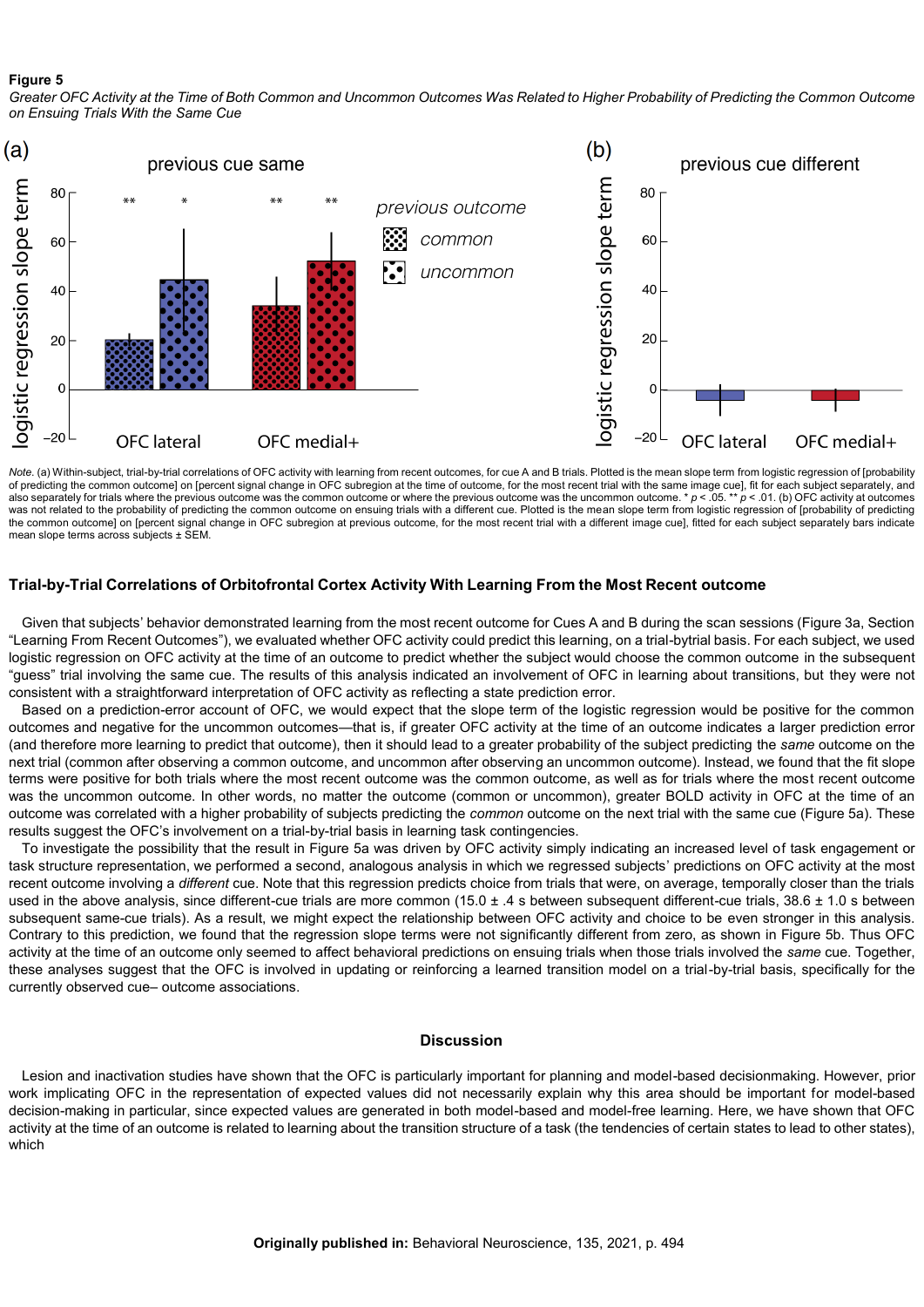**Figure 5**

*Greater OFC Activity at the Time of Both Common and Uncommon Outcomes Was Related to Higher Probability of Predicting the Common Outcome on Ensuing Trials With the Same Cue*

*Note.* (a) Within-subject, trial-by-trial correlations of OFC activity with learning from recent outcomes, for cue A and B trials. Plotted is the mean slope term from logistic regression of [probability of predicting the common outcome] on [percent signal change in OFC subregion at the time of outcome, for the most recent trial with the same image cue], fit for each subject separately, and also separately for trials where the previous outcome was the common outcome or where the previous outcome was the uncommon outcome. * $p < .05$. ** $p < .01$. (b) OFC activity at outcomes was not related to the probability of predicting the common outcome on ensuing trials with a different cue. Plotted is the mean slope term from logistic regression of [probability of predicting the common outcome] on [percent signal change in OFC subregion at previous outcome, for the most recent trial with a different image cue], fitted for each subject separately bars indicate mean slope terms across subjects ± SEM.

## Trial-by-Trial Correlations of Orbitofrontal Cortex Activity With Learning From the Most Recent outcome

Given that subjects' behavior demonstrated learning from the most recent outcome for Cues A and B during the scan sessions (Figure 3a, Section "Learning From Recent Outcomes"), we evaluated whether OFC activity could predict this learning, on a trial-bytrial basis. For each subject, we used logistic regression on OFC activity at the time of an outcome to predict whether the subject would choose the common outcome in the subsequent "guess" trial involving the same cue. The results of this analysis indicated an involvement of OFC in learning about transitions, but they were not consistent with a straightforward interpretation of OFC activity as reflecting a state prediction error.

Based on a prediction-error account of OFC, we would expect that the slope term of the logistic regression would be positive for the common outcomes and negative for the uncommon outcomes—that is, if greater OFC activity at the time of an outcome indicates a larger prediction error (and therefore more learning to predict that outcome), then it should lead to a greater probability of the subject predicting the *same* outcome on the next trial (common after observing a common outcome, and uncommon after observing an uncommon outcome). Instead, we found that the fit slope terms were positive for both trials where the most recent outcome was the common outcome, as well as for trials where the most recent outcome was the uncommon outcome. In other words, no matter the outcome (common or uncommon), greater BOLD activity in OFC at the time of an outcome was correlated with a higher probability of subjects predicting the *common* outcome on the next trial with the same cue (Figure 5a). These results suggest the OFC's involvement on a trial-by-trial basis in learning task contingencies.

To investigate the possibility that the result in Figure 5a was driven by OFC activity simply indicating an increased level of task engagement or task structure representation, we performed a second, analogous analysis in which we regressed subjects' predictions on OFC activity at the most recent outcome involving a *different* cue. Note that this regression predicts choice from trials that were, on average, temporally closer than the trials used in the above analysis, since different-cue trials are more common (15.0 ± .4 s between subsequent different-cue trials, 38.6 ± 1.0 s between subsequent same-cue trials). As a result, we might expect the relationship between OFC activity and choice to be even stronger in this analysis. Contrary to this prediction, we found that the regression slope terms were not significantly different from zero, as shown in Figure 5b. Thus OFC activity at the time of an outcome only seemed to affect behavioral predictions on ensuing trials when those trials involved the *same* cue. Together, these analyses suggest that the OFC is involved in updating or reinforcing a learned transition model on a trial-by-trial basis, specifically for the currently observed cue– outcome associations.

## Discussion

Lesion and inactivation studies have shown that the OFC is particularly important for planning and model-based decisionmaking. However, prior work implicating OFC in the representation of expected values did not necessarily explain why this area should be important for model-based decision-making in particular, since expected values are generated in both model-based and model-free learning. Here, we have shown that OFC activity at the time of an outcome is related to learning about the transition structure of a task (the tendencies of certain states to lead to other states), which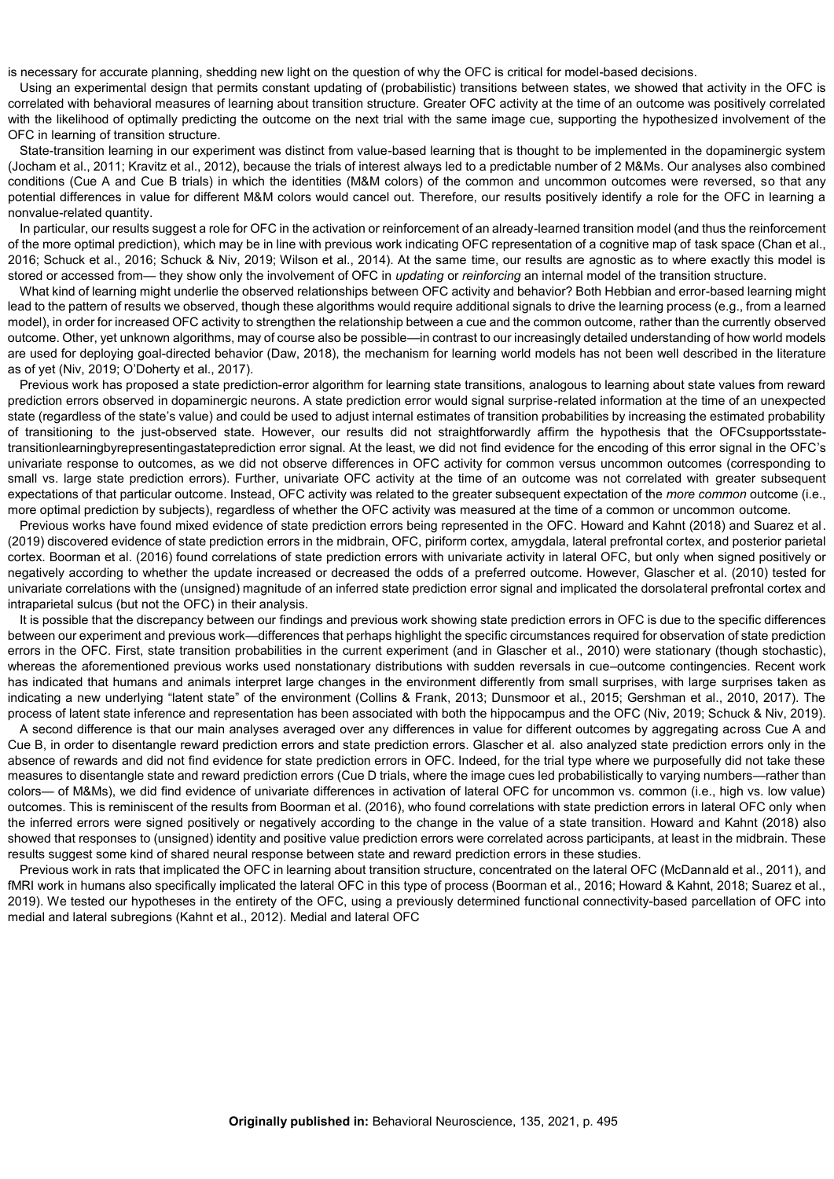is necessary for accurate planning, shedding new light on the question of why the OFC is critical for model-based decisions.

Using an experimental design that permits constant updating of (probabilistic) transitions between states, we showed that activity in the OFC is correlated with behavioral measures of learning about transition structure. Greater OFC activity at the time of an outcome was positively correlated with the likelihood of optimally predicting the outcome on the next trial with the same image cue, supporting the hypothesized involvement of the OFC in learning of transition structure.

State-transition learning in our experiment was distinct from value-based learning that is thought to be implemented in the dopaminergic system (Jocham et al., 2011; Kravitz et al., 2012), because the trials of interest always led to a predictable number of 2 M&Ms. Our analyses also combined conditions (Cue A and Cue B trials) in which the identities (M&M colors) of the common and uncommon outcomes were reversed, so that any potential differences in value for different M&M colors would cancel out. Therefore, our results positively identify a role for the OFC in learning a nonvalue-related quantity.

In particular, our results suggest a role for OFC in the activation or reinforcement of an already-learned transition model (and thus the reinforcement of the more optimal prediction), which may be in line with previous work indicating OFC representation of a cognitive map of task space (Chan et al., 2016; Schuck et al., 2016; Schuck & Niv, 2019; Wilson et al., 2014). At the same time, our results are agnostic as to where exactly this model is stored or accessed from— they show only the involvement of OFC in *updating* or *reinforcing* an internal model of the transition structure.

What kind of learning might underlie the observed relationships between OFC activity and behavior? Both Hebbian and error-based learning might lead to the pattern of results we observed, though these algorithms would require additional signals to drive the learning process (e.g., from a learned model), in order for increased OFC activity to strengthen the relationship between a cue and the common outcome, rather than the currently observed outcome. Other, yet unknown algorithms, may of course also be possible—in contrast to our increasingly detailed understanding of how world models are used for deploying goal-directed behavior (Daw, 2018), the mechanism for learning world models has not been well described in the literature as of yet (Niv, 2019; O'Doherty et al., 2017).

Previous work has proposed a state prediction-error algorithm for learning state transitions, analogous to learning about state values from reward prediction errors observed in dopaminergic neurons. A state prediction error would signal surprise-related information at the time of an unexpected state (regardless of the state's value) and could be used to adjust internal estimates of transition probabilities by increasing the estimated probability of transitioning to the just-observed state. However, our results did not straightforwardly affirm the hypothesis that the OFCsupportsstatetransitionlearningbyrepresentingastateprediction error signal. At the least, we did not find evidence for the encoding of this error signal in the OFC's univariate response to outcomes, as we did not observe differences in OFC activity for common versus uncommon outcomes (corresponding to small vs. large state prediction errors). Further, univariate OFC activity at the time of an outcome was not correlated with greater subsequent expectations of that particular outcome. Instead, OFC activity was related to the greater subsequent expectation of the *more common* outcome (i.e., more optimal prediction by subjects), regardless of whether the OFC activity was measured at the time of a common or uncommon outcome.

Previous works have found mixed evidence of state prediction errors being represented in the OFC. Howard and Kahnt (2018) and Suarez et al. (2019) discovered evidence of state prediction errors in the midbrain, OFC, piriform cortex, amygdala, lateral prefrontal cortex, and posterior parietal cortex. Boorman et al. (2016) found correlations of state prediction errors with univariate activity in lateral OFC, but only when signed positively or negatively according to whether the update increased or decreased the odds of a preferred outcome. However, Glascher et al. (2010) tested for univariate correlations with the (unsigned) magnitude of an inferred state prediction error signal and implicated the dorsolateral prefrontal cortex and intraparietal sulcus (but not the OFC) in their analysis.

It is possible that the discrepancy between our findings and previous work showing state prediction errors in OFC is due to the specific differences between our experiment and previous work—differences that perhaps highlight the specific circumstances required for observation of state prediction errors in the OFC. First, state transition probabilities in the current experiment (and in Glascher et al., 2010) were stationary (though stochastic), whereas the aforementioned previous works used nonstationary distributions with sudden reversals in cue–outcome contingencies. Recent work has indicated that humans and animals interpret large changes in the environment differently from small surprises, with large surprises taken as indicating a new underlying "latent state" of the environment (Collins & Frank, 2013; Dunsmoor et al., 2015; Gershman et al., 2010, 2017). The process of latent state inference and representation has been associated with both the hippocampus and the OFC (Niv, 2019; Schuck & Niv, 2019).

A second difference is that our main analyses averaged over any differences in value for different outcomes by aggregating across Cue A and Cue B, in order to disentangle reward prediction errors and state prediction errors. Glascher et al. also analyzed state prediction errors only in the absence of rewards and did not find evidence for state prediction errors in OFC. Indeed, for the trial type where we purposefully did not take these measures to disentangle state and reward prediction errors (Cue D trials, where the image cues led probabilistically to varying numbers—rather than colors— of M&Ms), we did find evidence of univariate differences in activation of lateral OFC for uncommon vs. common (i.e., high vs. low value) outcomes. This is reminiscent of the results from Boorman et al. (2016), who found correlations with state prediction errors in lateral OFC only when the inferred errors were signed positively or negatively according to the change in the value of a state transition. Howard and Kahnt (2018) also showed that responses to (unsigned) identity and positive value prediction errors were correlated across participants, at least in the midbrain. These results suggest some kind of shared neural response between state and reward prediction errors in these studies.

Previous work in rats that implicated the OFC in learning about transition structure, concentrated on the lateral OFC (McDannald et al., 2011), and fMRI work in humans also specifically implicated the lateral OFC in this type of process (Boorman et al., 2016; Howard & Kahnt, 2018; Suarez et al., 2019). We tested our hypotheses in the entirety of the OFC, using a previously determined functional connectivity-based parcellation of OFC into medial and lateral subregions (Kahnt et al., 2012). Medial and lateral OFC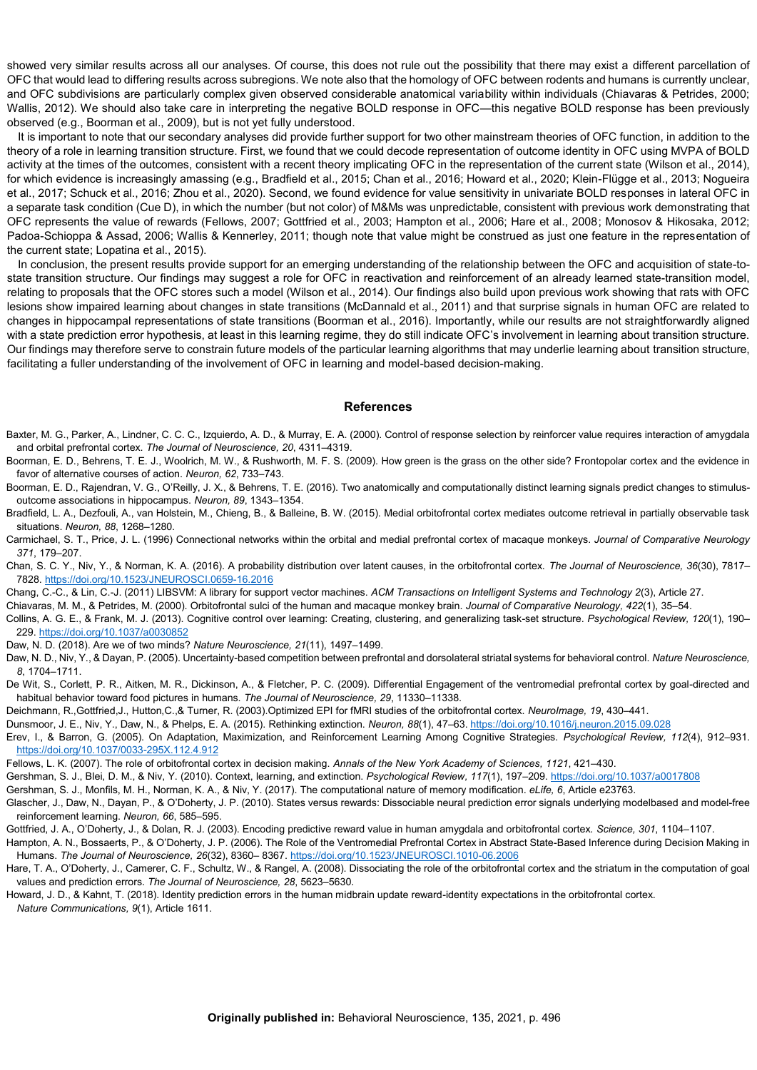showed very similar results across all our analyses. Of course, this does not rule out the possibility that there may exist a different parcellation of OFC that would lead to differing results across subregions. We note also that the homology of OFC between rodents and humans is currently unclear, and OFC subdivisions are particularly complex given observed considerable anatomical variability within individuals (Chiavaras & Petrides, 2000; Wallis, 2012). We should also take care in interpreting the negative BOLD response in OFC—this negative BOLD response has been previously observed (e.g., Boorman et al., 2009), but is not yet fully understood.

It is important to note that our secondary analyses did provide further support for two other mainstream theories of OFC function, in addition to the theory of a role in learning transition structure. First, we found that we could decode representation of outcome identity in OFC using MVPA of BOLD activity at the times of the outcomes, consistent with a recent theory implicating OFC in the representation of the current state (Wilson et al., 2014), for which evidence is increasingly amassing (e.g., Bradfield et al., 2015; Chan et al., 2016; Howard et al., 2020; Klein-Flügge et al., 2013; Nogueira et al., 2017; Schuck et al., 2016; Zhou et al., 2020). Second, we found evidence for value sensitivity in univariate BOLD responses in lateral OFC in a separate task condition (Cue D), in which the number (but not color) of M&Ms was unpredictable, consistent with previous work demonstrating that OFC represents the value of rewards (Fellows, 2007; Gottfried et al., 2003; Hampton et al., 2006; Hare et al., 2008; Monosov & Hikosaka, 2012; Padoa-Schioppa & Assad, 2006; Wallis & Kennerley, 2011; though note that value might be construed as just one feature in the representation of the current state; Lopatina et al., 2015).

In conclusion, the present results provide support for an emerging understanding of the relationship between the OFC and acquisition of state-to-state transition structure. Our findings may suggest a role for OFC in reactivation and reinforcement of an already learned state-transition model, relating to proposals that the OFC stores such a model (Wilson et al., 2014). Our findings also build upon previous work showing that rats with OFC lesions show impaired learning about changes in state transitions (McDannald et al., 2011) and that surprise signals in human OFC are related to changes in hippocampal representations of state transitions (Boorman et al., 2016). Importantly, while our results are not straightforwardly aligned with a state prediction error hypothesis, at least in this learning regime, they do still indicate OFC's involvement in learning about transition structure. Our findings may therefore serve to constrain future models of the particular learning algorithms that may underlie learning about transition structure, facilitating a fuller understanding of the involvement of OFC in learning and model-based decision-making.

## References

Baxter, M. G., Parker, A., Lindner, C. C. C., Izquierdo, A. D., & Murray, E. A. (2000). Control of response selection by reinforcer value requires interaction of amygdala and orbital prefrontal cortex. *The Journal of Neuroscience, 20*, 4311–4319.

Boorman, E. D., Behrens, T. E. J., Woolrich, M. W., & Rushworth, M. F. S. (2009). How green is the grass on the other side? Frontopolar cortex and the evidence in favor of alternative courses of action. *Neuron, 62*, 733–743.

Boorman, E. D., Rajendran, V. G., O'Reilly, J. X., & Behrens, T. E. (2016). Two anatomically and computationally distinct learning signals predict changes to stimulus-outcome associations in hippocampus. *Neuron, 89*, 1343–1354.

Bradfield, L. A., Dezfouli, A., van Holstein, M., Chieng, B., & Balleine, B. W. (2015). Medial orbitofrontal cortex mediates outcome retrieval in partially observable task situations. *Neuron, 88*, 1268–1280.

Carmichael, S. T., Price, J. L. (1996) Connectional networks within the orbital and medial prefrontal cortex of macaque monkeys. *Journal of Comparative Neurology 371*, 179–207.

Chan, S. C. Y., Niv, Y., & Norman, K. A. (2016). A probability distribution over latent causes, in the orbitofrontal cortex. *The Journal of Neuroscience, 36*(30), 7817–7828. https://doi.org/10.1523/JNEUROSCI.0659-16.2016

Chang, C.-C., & Lin, C.-J. (2011) LIBSVM: A library for support vector machines. *ACM Transactions on Intelligent Systems and Technology 2*(3), Article 27.

Chiavaras, M. M., & Petrides, M. (2000). Orbitofrontal sulci of the human and macaque monkey brain. *Journal of Comparative Neurology, 422*(1), 35–54.

Collins, A. G. E., & Frank, M. J. (2013). Cognitive control over learning: Creating, clustering, and generalizing task-set structure. *Psychological Review, 120*(1), 190–229. https://doi.org/10.1037/a0030852

Daw, N. D. (2018). Are we of two minds? *Nature Neuroscience, 21*(11), 1497–1499.

Daw, N. D., Niv, Y., & Dayan, P. (2005). Uncertainty-based competition between prefrontal and dorsolateral striatal systems for behavioral control. *Nature Neuroscience, 8*, 1704–1711.

De Wit, S., Corlett, P. R., Aitken, M. R., Dickinson, A., & Fletcher, P. C. (2009). Differential Engagement of the ventromedial prefrontal cortex by goal-directed and habitual behavior toward food pictures in humans. *The Journal of Neuroscience, 29*, 11330–11338.

Deichmann, R.,Gottfried,J., Hutton,C.,& Turner, R. (2003).Optimized EPI for fMRI studies of the orbitofrontal cortex. *NeuroImage, 19*, 430–441.

Dunsmoor, J. E., Niv, Y., Daw, N., & Phelps, E. A. (2015). Rethinking extinction. *Neuron, 88*(1), 47–63. https://doi.org/10.1016/j.neuron.2015.09.028

Erev, I., & Barron, G. (2005). On Adaptation, Maximization, and Reinforcement Learning Among Cognitive Strategies. *Psychological Review, 112*(4), 912–931. https://doi.org/10.1037/0033-295X.112.4.912

Fellows, L. K. (2007). The role of orbitofrontal cortex in decision making. *Annals of the New York Academy of Sciences, 1121*, 421–430.

Gershman, S. J., Blei, D. M., & Niv, Y. (2010). Context, learning, and extinction. *Psychological Review, 117*(1), 197–209. https://doi.org/10.1037/a0017808

Gershman, S. J., Monfils, M. H., Norman, K. A., & Niv, Y. (2017). The computational nature of memory modification. *eLife, 6*, Article e23763.

Glascher, J., Daw, N., Dayan, P., & O'Doherty, J. P. (2010). States versus rewards: Dissociable neural prediction error signals underlying modelbased and model-free reinforcement learning. *Neuron, 66*, 585–595.

Gottfried, J. A., O'Doherty, J., & Dolan, R. J. (2003). Encoding predictive reward value in human amygdala and orbitofrontal cortex. *Science, 301*, 1104–1107.

Hampton, A. N., Bossaerts, P., & O'Doherty, J. P. (2006). The Role of the Ventromedial Prefrontal Cortex in Abstract State-Based Inference during Decision Making in Humans. *The Journal of Neuroscience, 26*(32), 8360– 8367. https://doi.org/10.1523/JNEUROSCI.1010-06.2006

Hare, T. A., O'Doherty, J., Camerer, C. F., Schultz, W., & Rangel, A. (2008). Dissociating the role of the orbitofrontal cortex and the striatum in the computation of goal values and prediction errors. *The Journal of Neuroscience, 28*, 5623–5630.

Howard, J. D., & Kahnt, T. (2018). Identity prediction errors in the human midbrain update reward-identity expectations in the orbitofrontal cortex. *Nature Communications, 9*(1), Article 1611.

**Originally published in:** Behavioral Neuroscience, 135, 2021, p. 496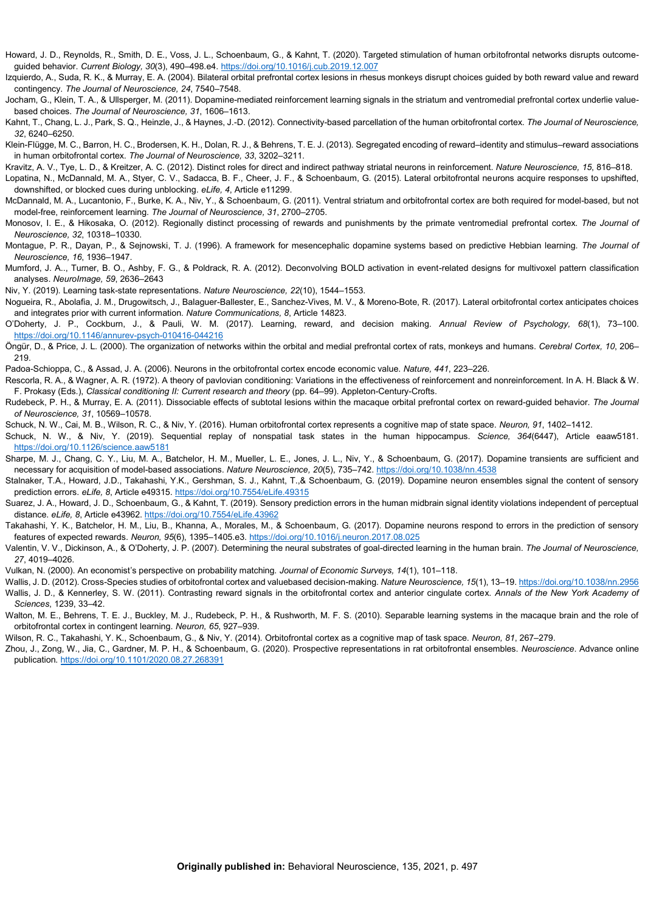Howard, J. D., Reynolds, R., Smith, D. E., Voss, J. L., Schoenbaum, G., & Kahnt, T. (2020). Targeted stimulation of human orbitofrontal networks disrupts outcome-guided behavior. *Current Biology, 30*(3), 490–498.e4. https://doi.org/10.1016/j.cub.2019.12.007

Izquierdo, A., Suda, R. K., & Murray, E. A. (2004). Bilateral orbital prefrontal cortex lesions in rhesus monkeys disrupt choices guided by both reward value and reward contingency. *The Journal of Neuroscience, 24*, 7540–7548.

Jocham, G., Klein, T. A., & Ullsperger, M. (2011). Dopamine-mediated reinforcement learning signals in the striatum and ventromedial prefrontal cortex underlie value-based choices. *The Journal of Neuroscience, 31*, 1606–1613.

Kahnt, T., Chang, L. J., Park, S. Q., Heinzle, J., & Haynes, J.-D. (2012). Connectivity-based parcellation of the human orbitofrontal cortex. *The Journal of Neuroscience, 32*, 6240–6250.

Klein-Flügge, M. C., Barron, H. C., Brodersen, K. H., Dolan, R. J., & Behrens, T. E. J. (2013). Segregated encoding of reward–identity and stimulus–reward associations in human orbitofrontal cortex. *The Journal of Neuroscience, 33*, 3202–3211.

Kravitz, A. V., Tye, L. D., & Kreitzer, A. C. (2012). Distinct roles for direct and indirect pathway striatal neurons in reinforcement. *Nature Neuroscience, 15*, 816–818.

Lopatina, N., McDannald, M. A., Styer, C. V., Sadacca, B. F., Cheer, J. F., & Schoenbaum, G. (2015). Lateral orbitofrontal neurons acquire responses to upshifted, downshifted, or blocked cues during unblocking. *eLife, 4*, Article e11299.

McDannald, M. A., Lucantonio, F., Burke, K. A., Niv, Y., & Schoenbaum, G. (2011). Ventral striatum and orbitofrontal cortex are both required for model-based, but not model-free, reinforcement learning. *The Journal of Neuroscience, 31*, 2700–2705.

Monosov, I. E., & Hikosaka, O. (2012). Regionally distinct processing of rewards and punishments by the primate ventromedial prefrontal cortex. *The Journal of Neuroscience, 32*, 10318–10330.

Montague, P. R., Dayan, P., & Sejnowski, T. J. (1996). A framework for mesencephalic dopamine systems based on predictive Hebbian learning. *The Journal of Neuroscience, 16*, 1936–1947.

Mumford, J. A.., Turner, B. O., Ashby, F. G., & Poldrack, R. A. (2012). Deconvolving BOLD activation in event-related designs for multivoxel pattern classification analyses. *NeuroImage, 59*, 2636–2643

Niv, Y. (2019). Learning task-state representations. *Nature Neuroscience, 22*(10), 1544–1553.

Nogueira, R., Abolafia, J. M., Drugowitsch, J., Balaguer-Ballester, E., Sanchez-Vives, M. V., & Moreno-Bote, R. (2017). Lateral orbitofrontal cortex anticipates choices and integrates prior with current information. *Nature Communications, 8*, Article 14823.

O'Doherty, J. P., Cockburn, J., & Pauli, W. M. (2017). Learning, reward, and decision making. *Annual Review of Psychology, 68*(1), 73–100. https://doi.org/10.1146/annurev-psych-010416-044216

Öngür, D., & Price, J. L. (2000). The organization of networks within the orbital and medial prefrontal cortex of rats, monkeys and humans. *Cerebral Cortex, 10*, 206–219.

Padoa-Schioppa, C., & Assad, J. A. (2006). Neurons in the orbitofrontal cortex encode economic value. *Nature, 441*, 223–226.

Rescorla, R. A., & Wagner, A. R. (1972). A theory of pavlovian conditioning: Variations in the effectiveness of reinforcement and nonreinforcement. In A. H. Black & W. F. Prokasy (Eds.), *Classical conditioning II: Current research and theory* (pp. 64–99). Appleton-Century-Crofts.

Rudebeck, P. H., & Murray, E. A. (2011). Dissociable effects of subtotal lesions within the macaque orbital prefrontal cortex on reward-guided behavior. *The Journal of Neuroscience, 31*, 10569–10578.

Schuck, N. W., Cai, M. B., Wilson, R. C., & Niv, Y. (2016). Human orbitofrontal cortex represents a cognitive map of state space. *Neuron, 91*, 1402–1412.

Schuck, N. W., & Niv, Y. (2019). Sequential replay of nonspatial task states in the human hippocampus. *Science, 364*(6447), Article eaaw5181. https://doi.org/10.1126/science.aaw5181

Sharpe, M. J., Chang, C. Y., Liu, M. A., Batchelor, H. M., Mueller, L. E., Jones, J. L., Niv, Y., & Schoenbaum, G. (2017). Dopamine transients are sufficient and necessary for acquisition of model-based associations. *Nature Neuroscience, 20*(5), 735–742. https://doi.org/10.1038/nn.4538

Stalnaker, T.A., Howard, J.D., Takahashi, Y.K., Gershman, S. J., Kahnt, T.,& Schoenbaum, G. (2019). Dopamine neuron ensembles signal the content of sensory prediction errors. *eLife, 8*, Article e49315. https://doi.org/10.7554/eLife.49315

Suarez, J. A., Howard, J. D., Schoenbaum, G., & Kahnt, T. (2019). Sensory prediction errors in the human midbrain signal identity violations independent of perceptual distance. *eLife, 8*, Article e43962. https://doi.org/10.7554/eLife.43962

Takahashi, Y. K., Batchelor, H. M., Liu, B., Khanna, A., Morales, M., & Schoenbaum, G. (2017). Dopamine neurons respond to errors in the prediction of sensory features of expected rewards. *Neuron, 95*(6), 1395–1405.e3. https://doi.org/10.1016/j.neuron.2017.08.025

Valentin, V. V., Dickinson, A., & O'Doherty, J. P. (2007). Determining the neural substrates of goal-directed learning in the human brain. *The Journal of Neuroscience, 27*, 4019–4026.

Vulkan, N. (2000). An economist's perspective on probability matching. *Journal of Economic Surveys, 14*(1), 101–118.

Wallis, J. D. (2012). Cross-Species studies of orbitofrontal cortex and valuebased decision-making. *Nature Neuroscience, 15*(1), 13–19. https://doi.org/10.1038/nn.2956

Wallis, J. D., & Kennerley, S. W. (2011). Contrasting reward signals in the orbitofrontal cortex and anterior cingulate cortex. *Annals of the New York Academy of Sciences*, 1239, 33–42.

Walton, M. E., Behrens, T. E. J., Buckley, M. J., Rudebeck, P. H., & Rushworth, M. F. S. (2010). Separable learning systems in the macaque brain and the role of orbitofrontal cortex in contingent learning. *Neuron, 65*, 927–939.

Wilson, R. C., Takahashi, Y. K., Schoenbaum, G., & Niv, Y. (2014). Orbitofrontal cortex as a cognitive map of task space. *Neuron, 81*, 267–279.

Zhou, J., Zong, W., Jia, C., Gardner, M. P. H., & Schoenbaum, G. (2020). Prospective representations in rat orbitofrontal ensembles. *Neuroscience*. Advance online publication. https://doi.org/10.1101/2020.08.27.268391

**Originally published in:** Behavioral Neuroscience, 135, 2021, p. 497